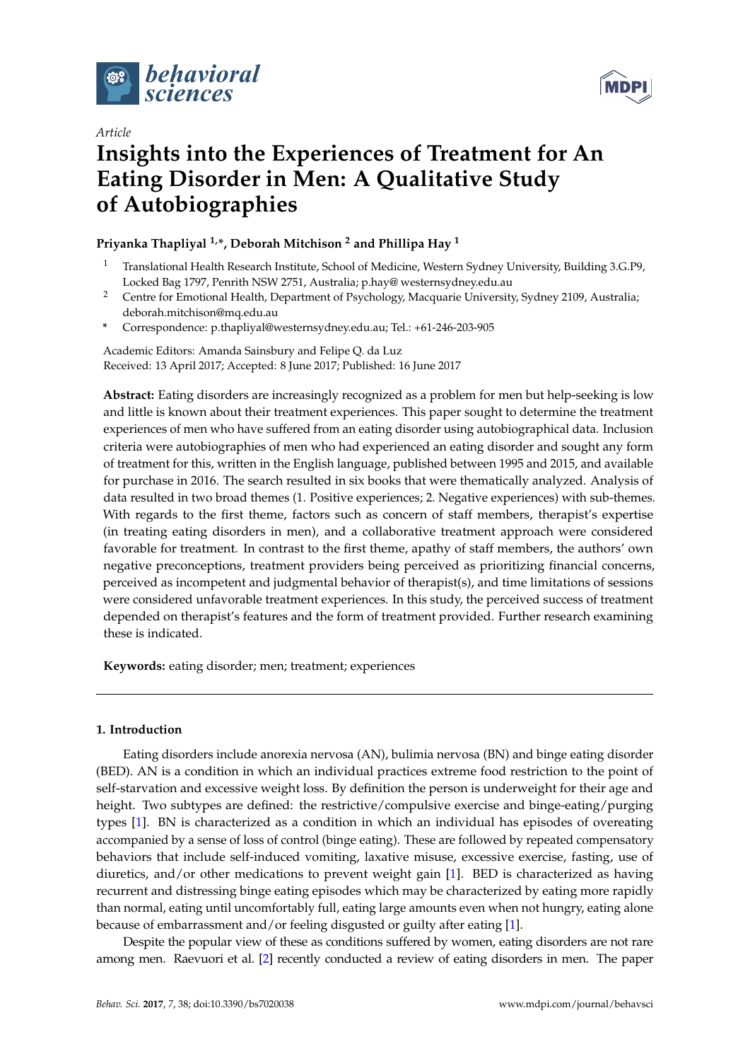*Article*

# Insights into the Experiences of Treatment for An Eating Disorder in Men: A Qualitative Study of Autobiographies

**Priyanka Thapliyal [1,*], Deborah Mitchison [2] and Phillipa Hay [1]**

[1] Translational Health Research Institute, School of Medicine, Western Sydney University, Building 3.G.P9, Locked Bag 1797, Penrith NSW 2751, Australia; p.hay@westernsydney.edu.au

[2] Centre for Emotional Health, Department of Psychology, Macquarie University, Sydney 2109, Australia; deborah.mitchison@mq.edu.au

[*] Correspondence: p.thapliyal@westernsydney.edu.au; Tel.: +61-246-203-905

Academic Editors: Amanda Sainsbury and Felipe Q. da Luz
Received: 13 April 2017; Accepted: 8 June 2017; Published: 16 June 2017

**Abstract:** Eating disorders are increasingly recognized as a problem for men but help-seeking is low and little is known about their treatment experiences. This paper sought to determine the treatment experiences of men who have suffered from an eating disorder using autobiographical data. Inclusion criteria were autobiographies of men who had experienced an eating disorder and sought any form of treatment for this, written in the English language, published between 1995 and 2015, and available for purchase in 2016. The search resulted in six books that were thematically analyzed. Analysis of data resulted in two broad themes (1. Positive experiences; 2. Negative experiences) with sub-themes. With regards to the first theme, factors such as concern of staff members, therapist's expertise (in treating eating disorders in men), and a collaborative treatment approach were considered favorable for treatment. In contrast to the first theme, apathy of staff members, the authors' own negative preconceptions, treatment providers being perceived as prioritizing financial concerns, perceived as incompetent and judgmental behavior of therapist(s), and time limitations of sessions were considered unfavorable treatment experiences. In this study, the perceived success of treatment depended on therapist's features and the form of treatment provided. Further research examining these is indicated.

**Keywords:** eating disorder; men; treatment; experiences

## 1. Introduction

Eating disorders include anorexia nervosa (AN), bulimia nervosa (BN) and binge eating disorder (BED). AN is a condition in which an individual practices extreme food restriction to the point of self-starvation and excessive weight loss. By definition the person is underweight for their age and height. Two subtypes are defined: the restrictive/compulsive exercise and binge-eating/purging types [1]. BN is characterized as a condition in which an individual has episodes of overeating accompanied by a sense of loss of control (binge eating). These are followed by repeated compensatory behaviors that include self-induced vomiting, laxative misuse, excessive exercise, fasting, use of diuretics, and/or other medications to prevent weight gain [1]. BED is characterized as having recurrent and distressing binge eating episodes which may be characterized by eating more rapidly than normal, eating until uncomfortably full, eating large amounts even when not hungry, eating alone because of embarrassment and/or feeling disgusted or guilty after eating [1].

Despite the popular view of these as conditions suffered by women, eating disorders are not rare among men. Raevuori et al. [2] recently conducted a review of eating disorders in men. The paper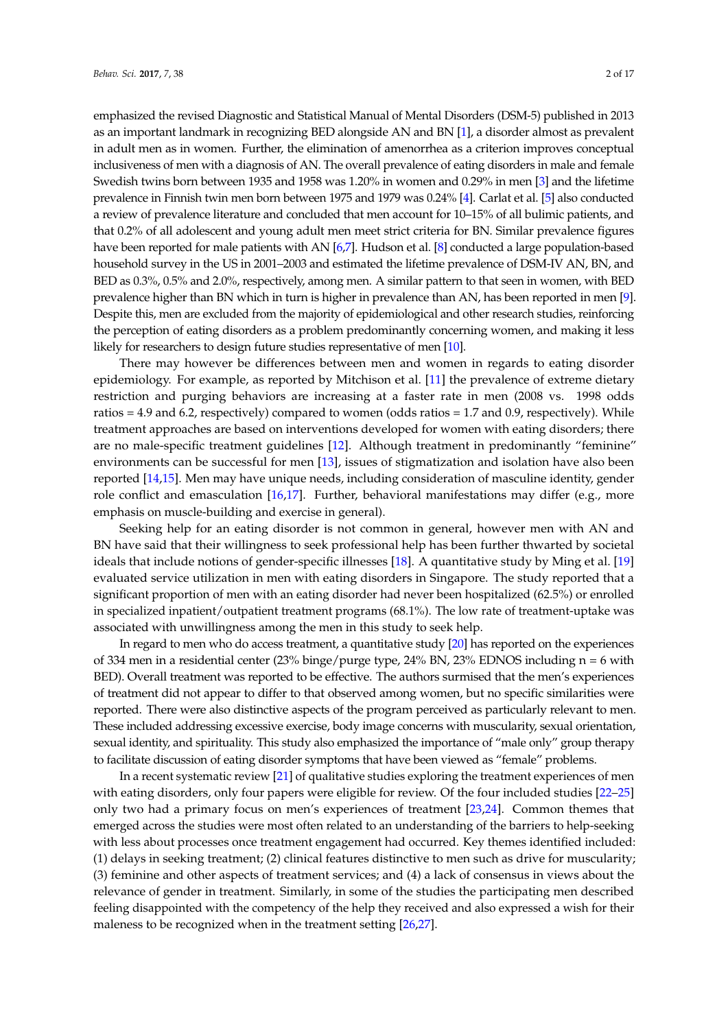emphasized the revised Diagnostic and Statistical Manual of Mental Disorders (DSM-5) published in 2013 as an important landmark in recognizing BED alongside AN and BN [1], a disorder almost as prevalent in adult men as in women. Further, the elimination of amenorrhea as a criterion improves conceptual inclusiveness of men with a diagnosis of AN. The overall prevalence of eating disorders in male and female Swedish twins born between 1935 and 1958 was 1.20% in women and 0.29% in men [3] and the lifetime prevalence in Finnish twin men born between 1975 and 1979 was 0.24% [4]. Carlat et al. [5] also conducted a review of prevalence literature and concluded that men account for 10–15% of all bulimic patients, and that 0.2% of all adolescent and young adult men meet strict criteria for BN. Similar prevalence figures have been reported for male patients with AN [6,7]. Hudson et al. [8] conducted a large population-based household survey in the US in 2001–2003 and estimated the lifetime prevalence of DSM-IV AN, BN, and BED as 0.3%, 0.5% and 2.0%, respectively, among men. A similar pattern to that seen in women, with BED prevalence higher than BN which in turn is higher in prevalence than AN, has been reported in men [9]. Despite this, men are excluded from the majority of epidemiological and other research studies, reinforcing the perception of eating disorders as a problem predominantly concerning women, and making it less likely for researchers to design future studies representative of men [10].

There may however be differences between men and women in regards to eating disorder epidemiology. For example, as reported by Mitchison et al. [11] the prevalence of extreme dietary restriction and purging behaviors are increasing at a faster rate in men (2008 vs. 1998 odds ratios = 4.9 and 6.2, respectively) compared to women (odds ratios = 1.7 and 0.9, respectively). While treatment approaches are based on interventions developed for women with eating disorders; there are no male-specific treatment guidelines [12]. Although treatment in predominantly "feminine" environments can be successful for men [13], issues of stigmatization and isolation have also been reported [14,15]. Men may have unique needs, including consideration of masculine identity, gender role conflict and emasculation [16,17]. Further, behavioral manifestations may differ (e.g., more emphasis on muscle-building and exercise in general).

Seeking help for an eating disorder is not common in general, however men with AN and BN have said that their willingness to seek professional help has been further thwarted by societal ideals that include notions of gender-specific illnesses [18]. A quantitative study by Ming et al. [19] evaluated service utilization in men with eating disorders in Singapore. The study reported that a significant proportion of men with an eating disorder had never been hospitalized (62.5%) or enrolled in specialized inpatient/outpatient treatment programs (68.1%). The low rate of treatment-uptake was associated with unwillingness among the men in this study to seek help.

In regard to men who do access treatment, a quantitative study [20] has reported on the experiences of 334 men in a residential center (23% binge/purge type, 24% BN, 23% EDNOS including n = 6 with BED). Overall treatment was reported to be effective. The authors surmised that the men's experiences of treatment did not appear to differ to that observed among women, but no specific similarities were reported. There were also distinctive aspects of the program perceived as particularly relevant to men. These included addressing excessive exercise, body image concerns with muscularity, sexual orientation, sexual identity, and spirituality. This study also emphasized the importance of "male only" group therapy to facilitate discussion of eating disorder symptoms that have been viewed as "female" problems.

In a recent systematic review [21] of qualitative studies exploring the treatment experiences of men with eating disorders, only four papers were eligible for review. Of the four included studies [22–25] only two had a primary focus on men's experiences of treatment [23,24]. Common themes that emerged across the studies were most often related to an understanding of the barriers to help-seeking with less about processes once treatment engagement had occurred. Key themes identified included: (1) delays in seeking treatment; (2) clinical features distinctive to men such as drive for muscularity; (3) feminine and other aspects of treatment services; and (4) a lack of consensus in views about the relevance of gender in treatment. Similarly, in some of the studies the participating men described feeling disappointed with the competency of the help they received and also expressed a wish for their maleness to be recognized when in the treatment setting [26,27].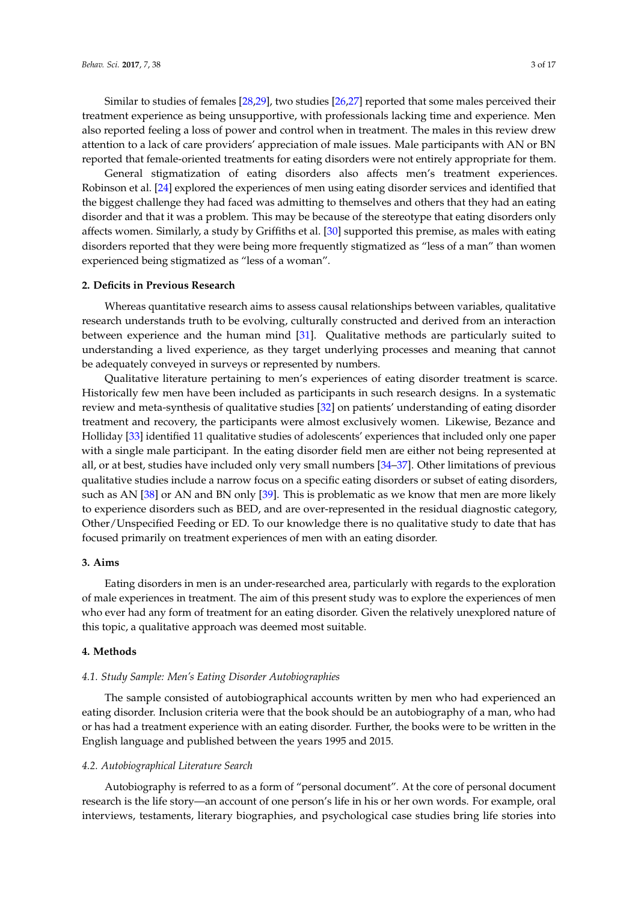Similar to studies of females [28,29], two studies [26,27] reported that some males perceived their treatment experience as being unsupportive, with professionals lacking time and experience. Men also reported feeling a loss of power and control when in treatment. The males in this review drew attention to a lack of care providers' appreciation of male issues. Male participants with AN or BN reported that female-oriented treatments for eating disorders were not entirely appropriate for them.

General stigmatization of eating disorders also affects men's treatment experiences. Robinson et al. [24] explored the experiences of men using eating disorder services and identified that the biggest challenge they had faced was admitting to themselves and others that they had an eating disorder and that it was a problem. This may be because of the stereotype that eating disorders only affects women. Similarly, a study by Griffiths et al. [30] supported this premise, as males with eating disorders reported that they were being more frequently stigmatized as "less of a man" than women experienced being stigmatized as "less of a woman".

## 2. Deficits in Previous Research

Whereas quantitative research aims to assess causal relationships between variables, qualitative research understands truth to be evolving, culturally constructed and derived from an interaction between experience and the human mind [31]. Qualitative methods are particularly suited to understanding a lived experience, as they target underlying processes and meaning that cannot be adequately conveyed in surveys or represented by numbers.

Qualitative literature pertaining to men's experiences of eating disorder treatment is scarce. Historically few men have been included as participants in such research designs. In a systematic review and meta-synthesis of qualitative studies [32] on patients' understanding of eating disorder treatment and recovery, the participants were almost exclusively women. Likewise, Bezance and Holliday [33] identified 11 qualitative studies of adolescents' experiences that included only one paper with a single male participant. In the eating disorder field men are either not being represented at all, or at best, studies have included only very small numbers [34–37]. Other limitations of previous qualitative studies include a narrow focus on a specific eating disorders or subset of eating disorders, such as AN [38] or AN and BN only [39]. This is problematic as we know that men are more likely to experience disorders such as BED, and are over-represented in the residual diagnostic category, Other/Unspecified Feeding or ED. To our knowledge there is no qualitative study to date that has focused primarily on treatment experiences of men with an eating disorder.

## 3. Aims

Eating disorders in men is an under-researched area, particularly with regards to the exploration of male experiences in treatment. The aim of this present study was to explore the experiences of men who ever had any form of treatment for an eating disorder. Given the relatively unexplored nature of this topic, a qualitative approach was deemed most suitable.

## 4. Methods

### *4.1. Study Sample: Men's Eating Disorder Autobiographies*

The sample consisted of autobiographical accounts written by men who had experienced an eating disorder. Inclusion criteria were that the book should be an autobiography of a man, who had or has had a treatment experience with an eating disorder. Further, the books were to be written in the English language and published between the years 1995 and 2015.

### *4.2. Autobiographical Literature Search*

Autobiography is referred to as a form of "personal document". At the core of personal document research is the life story—an account of one person's life in his or her own words. For example, oral interviews, testaments, literary biographies, and psychological case studies bring life stories into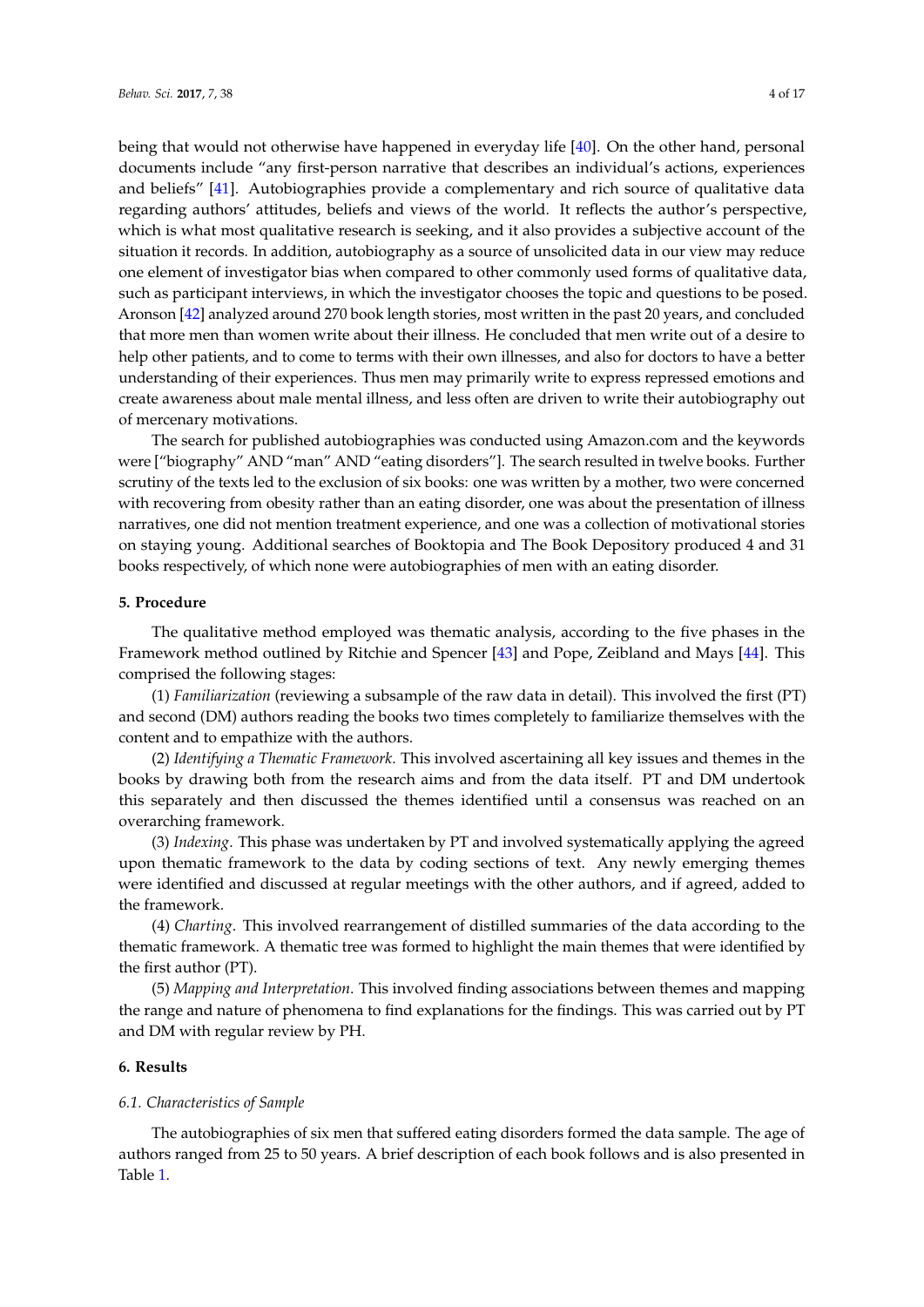being that would not otherwise have happened in everyday life [40]. On the other hand, personal documents include "any first-person narrative that describes an individual's actions, experiences and beliefs" [41]. Autobiographies provide a complementary and rich source of qualitative data regarding authors' attitudes, beliefs and views of the world. It reflects the author's perspective, which is what most qualitative research is seeking, and it also provides a subjective account of the situation it records. In addition, autobiography as a source of unsolicited data in our view may reduce one element of investigator bias when compared to other commonly used forms of qualitative data, such as participant interviews, in which the investigator chooses the topic and questions to be posed. Aronson [42] analyzed around 270 book length stories, most written in the past 20 years, and concluded that more men than women write about their illness. He concluded that men write out of a desire to help other patients, and to come to terms with their own illnesses, and also for doctors to have a better understanding of their experiences. Thus men may primarily write to express repressed emotions and create awareness about male mental illness, and less often are driven to write their autobiography out of mercenary motivations.

The search for published autobiographies was conducted using Amazon.com and the keywords were ["biography" AND "man" AND "eating disorders"]. The search resulted in twelve books. Further scrutiny of the texts led to the exclusion of six books: one was written by a mother, two were concerned with recovering from obesity rather than an eating disorder, one was about the presentation of illness narratives, one did not mention treatment experience, and one was a collection of motivational stories on staying young. Additional searches of Booktopia and The Book Depository produced 4 and 31 books respectively, of which none were autobiographies of men with an eating disorder.

## 5. Procedure

The qualitative method employed was thematic analysis, according to the five phases in the Framework method outlined by Ritchie and Spencer [43] and Pope, Zeibland and Mays [44]. This comprised the following stages:

(1) *Familiarization* (reviewing a subsample of the raw data in detail). This involved the first (PT) and second (DM) authors reading the books two times completely to familiarize themselves with the content and to empathize with the authors.

(2) *Identifying a Thematic Framework*. This involved ascertaining all key issues and themes in the books by drawing both from the research aims and from the data itself. PT and DM undertook this separately and then discussed the themes identified until a consensus was reached on an overarching framework.

(3) *Indexing*. This phase was undertaken by PT and involved systematically applying the agreed upon thematic framework to the data by coding sections of text. Any newly emerging themes were identified and discussed at regular meetings with the other authors, and if agreed, added to the framework.

(4) *Charting*. This involved rearrangement of distilled summaries of the data according to the thematic framework. A thematic tree was formed to highlight the main themes that were identified by the first author (PT).

(5) *Mapping and Interpretation*. This involved finding associations between themes and mapping the range and nature of phenomena to find explanations for the findings. This was carried out by PT and DM with regular review by PH.

## 6. Results

### 6.1. Characteristics of Sample

The autobiographies of six men that suffered eating disorders formed the data sample. The age of authors ranged from 25 to 50 years. A brief description of each book follows and is also presented in Table 1.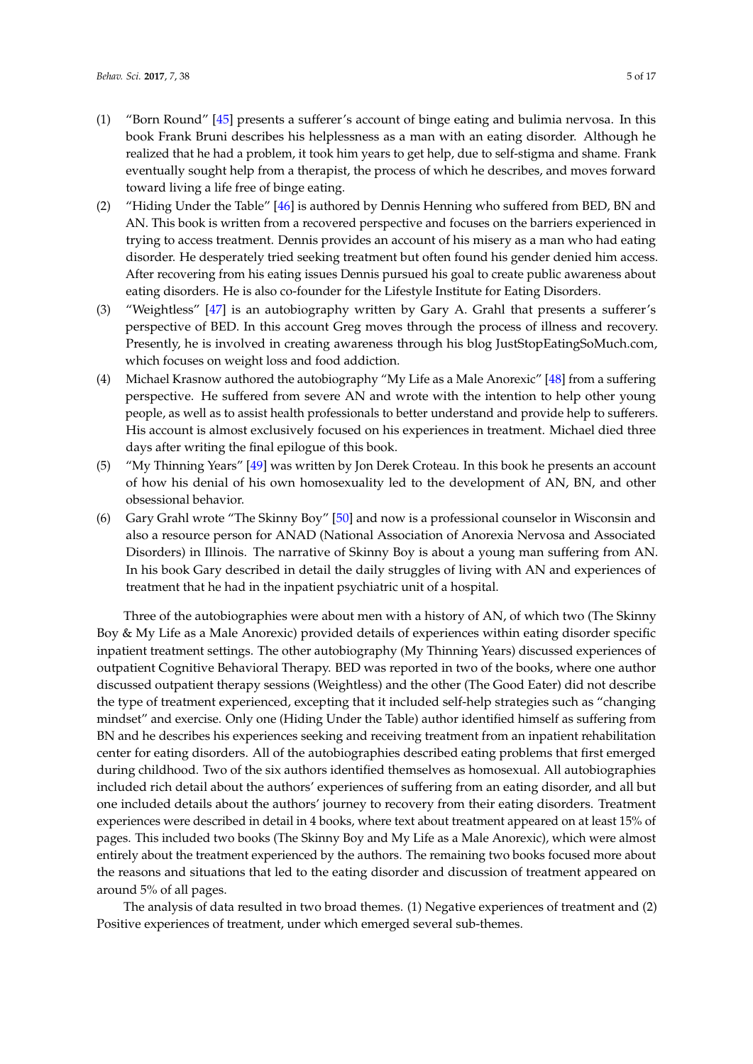(1) "Born Round" [45] presents a sufferer's account of binge eating and bulimia nervosa. In this book Frank Bruni describes his helplessness as a man with an eating disorder. Although he realized that he had a problem, it took him years to get help, due to self-stigma and shame. Frank eventually sought help from a therapist, the process of which he describes, and moves forward toward living a life free of binge eating.
(2) "Hiding Under the Table" [46] is authored by Dennis Henning who suffered from BED, BN and AN. This book is written from a recovered perspective and focuses on the barriers experienced in trying to access treatment. Dennis provides an account of his misery as a man who had eating disorder. He desperately tried seeking treatment but often found his gender denied him access. After recovering from his eating issues Dennis pursued his goal to create public awareness about eating disorders. He is also co-founder for the Lifestyle Institute for Eating Disorders.
(3) "Weightless" [47] is an autobiography written by Gary A. Grahl that presents a sufferer's perspective of BED. In this account Greg moves through the process of illness and recovery. Presently, he is involved in creating awareness through his blog JustStopEatingSoMuch.com, which focuses on weight loss and food addiction.
(4) Michael Krasnow authored the autobiography "My Life as a Male Anorexic" [48] from a suffering perspective. He suffered from severe AN and wrote with the intention to help other young people, as well as to assist health professionals to better understand and provide help to sufferers. His account is almost exclusively focused on his experiences in treatment. Michael died three days after writing the final epilogue of this book.
(5) "My Thinning Years" [49] was written by Jon Derek Croteau. In this book he presents an account of how his denial of his own homosexuality led to the development of AN, BN, and other obsessional behavior.
(6) Gary Grahl wrote "The Skinny Boy" [50] and now is a professional counselor in Wisconsin and also a resource person for ANAD (National Association of Anorexia Nervosa and Associated Disorders) in Illinois. The narrative of Skinny Boy is about a young man suffering from AN. In his book Gary described in detail the daily struggles of living with AN and experiences of treatment that he had in the inpatient psychiatric unit of a hospital.

Three of the autobiographies were about men with a history of AN, of which two (The Skinny Boy & My Life as a Male Anorexic) provided details of experiences within eating disorder specific inpatient treatment settings. The other autobiography (My Thinning Years) discussed experiences of outpatient Cognitive Behavioral Therapy. BED was reported in two of the books, where one author discussed outpatient therapy sessions (Weightless) and the other (The Good Eater) did not describe the type of treatment experienced, excepting that it included self-help strategies such as "changing mindset" and exercise. Only one (Hiding Under the Table) author identified himself as suffering from BN and he describes his experiences seeking and receiving treatment from an inpatient rehabilitation center for eating disorders. All of the autobiographies described eating problems that first emerged during childhood. Two of the six authors identified themselves as homosexual. All autobiographies included rich detail about the authors' experiences of suffering from an eating disorder, and all but one included details about the authors' journey to recovery from their eating disorders. Treatment experiences were described in detail in 4 books, where text about treatment appeared on at least 15% of pages. This included two books (The Skinny Boy and My Life as a Male Anorexic), which were almost entirely about the treatment experienced by the authors. The remaining two books focused more about the reasons and situations that led to the eating disorder and discussion of treatment appeared on around 5% of all pages.

The analysis of data resulted in two broad themes. (1) Negative experiences of treatment and (2) Positive experiences of treatment, under which emerged several sub-themes.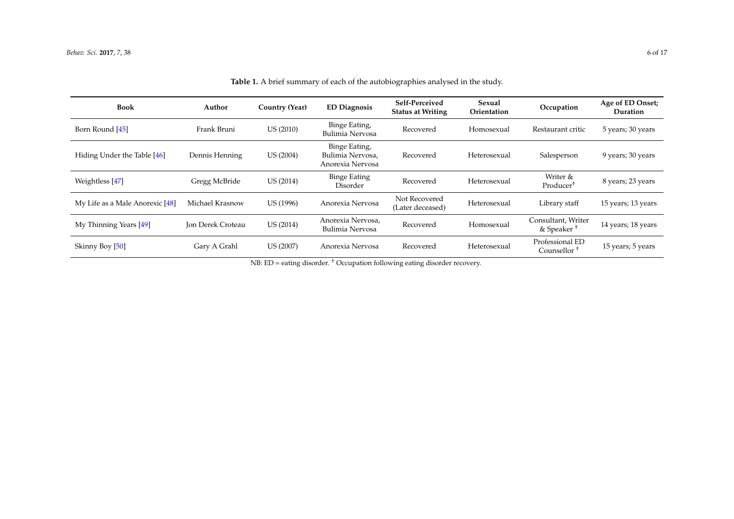**Table 1.** A brief summary of each of the autobiographies analysed in the study.

| Book | Author | Country (Year) | ED Diagnosis | Self-Perceived Status at Writing | Sexual Orientation | Occupation | Age of ED Onset; Duration |
|---|---|---|---|---|---|---|---|
| Born Round [45] | Frank Bruni | US (2010) | Binge Eating, Bulimia Nervosa | Recovered | Homosexual | Restaurant critic | 5 years; 30 years |
| Hiding Under the Table [46] | Dennis Henning | US (2004) | Binge Eating, Bulimia Nervosa, Anorexia Nervosa | Recovered | Heterosexual | Salesperson | 9 years; 30 years |
| Weightless [47] | Gregg McBride | US (2014) | Binge Eating Disorder | Recovered | Heterosexual | Writer & Producer † | 8 years; 23 years |
| My Life as a Male Anorexic [48] | Michael Krasnow | US (1996) | Anorexia Nervosa | Not Recovered (Later deceased) | Heterosexual | Library staff | 15 years; 13 years |
| My Thinning Years [49] | Jon Derek Croteau | US (2014) | Anorexia Nervosa, Bulimia Nervosa | Recovered | Homosexual | Consultant, Writer & Speaker † | 14 years; 18 years |
| Skinny Boy [50] | Gary A Grahl | US (2007) | Anorexia Nervosa | Recovered | Heterosexual | Professional ED Counsellor † | 15 years; 5 years |

NB: ED = eating disorder. † Occupation following eating disorder recovery.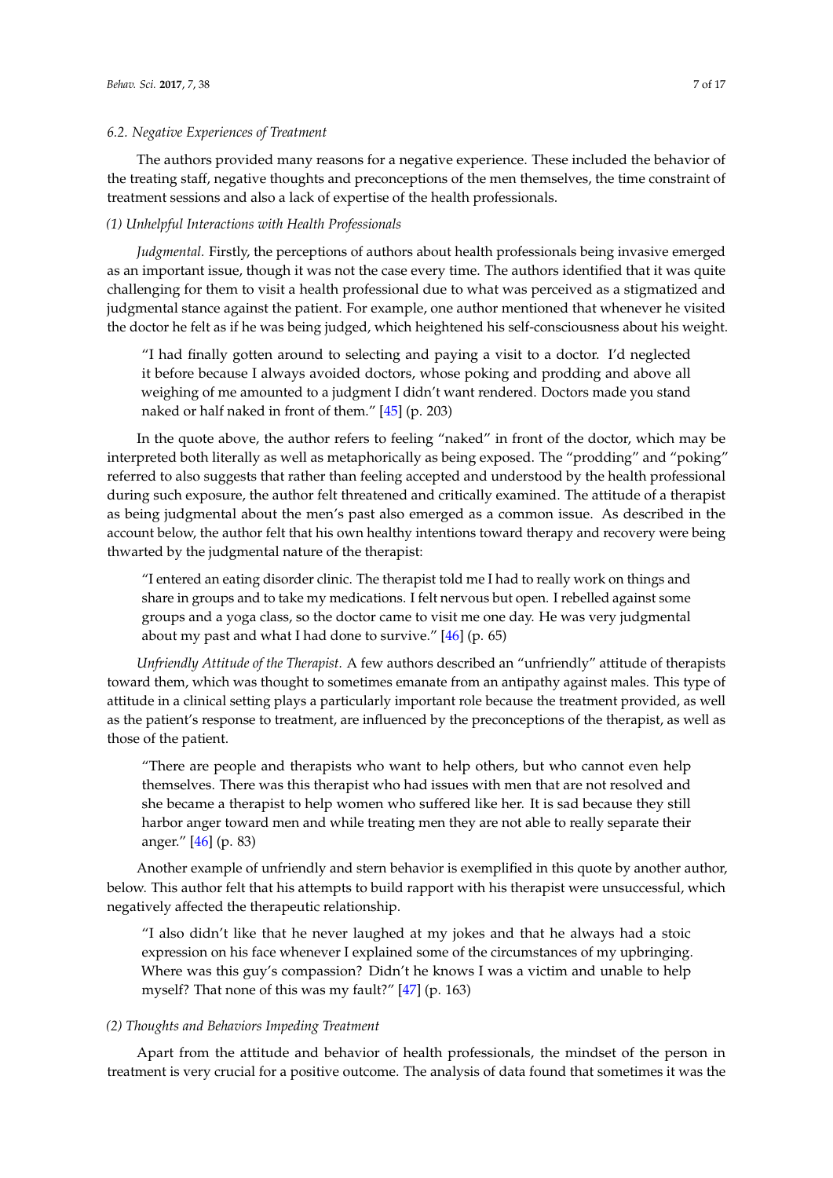### 6.2. Negative Experiences of Treatment

The authors provided many reasons for a negative experience. These included the behavior of the treating staff, negative thoughts and preconceptions of the men themselves, the time constraint of treatment sessions and also a lack of expertise of the health professionals.

#### (1) Unhelpful Interactions with Health Professionals

*Judgmental.* Firstly, the perceptions of authors about health professionals being invasive emerged as an important issue, though it was not the case every time. The authors identified that it was quite challenging for them to visit a health professional due to what was perceived as a stigmatized and judgmental stance against the patient. For example, one author mentioned that whenever he visited the doctor he felt as if he was being judged, which heightened his self-consciousness about his weight.

> "I had finally gotten around to selecting and paying a visit to a doctor. I'd neglected it before because I always avoided doctors, whose poking and prodding and above all weighing of me amounted to a judgment I didn't want rendered. Doctors made you stand naked or half naked in front of them." [45] (p. 203)

In the quote above, the author refers to feeling "naked" in front of the doctor, which may be interpreted both literally as well as metaphorically as being exposed. The "prodding" and "poking" referred to also suggests that rather than feeling accepted and understood by the health professional during such exposure, the author felt threatened and critically examined. The attitude of a therapist as being judgmental about the men's past also emerged as a common issue. As described in the account below, the author felt that his own healthy intentions toward therapy and recovery were being thwarted by the judgmental nature of the therapist:

> "I entered an eating disorder clinic. The therapist told me I had to really work on things and share in groups and to take my medications. I felt nervous but open. I rebelled against some groups and a yoga class, so the doctor came to visit me one day. He was very judgmental about my past and what I had done to survive." [46] (p. 65)

*Unfriendly Attitude of the Therapist.* A few authors described an "unfriendly" attitude of therapists toward them, which was thought to sometimes emanate from an antipathy against males. This type of attitude in a clinical setting plays a particularly important role because the treatment provided, as well as the patient's response to treatment, are influenced by the preconceptions of the therapist, as well as those of the patient.

> "There are people and therapists who want to help others, but who cannot even help themselves. There was this therapist who had issues with men that are not resolved and she became a therapist to help women who suffered like her. It is sad because they still harbor anger toward men and while treating men they are not able to really separate their anger." [46] (p. 83)

Another example of unfriendly and stern behavior is exemplified in this quote by another author, below. This author felt that his attempts to build rapport with his therapist were unsuccessful, which negatively affected the therapeutic relationship.

> "I also didn't like that he never laughed at my jokes and that he always had a stoic expression on his face whenever I explained some of the circumstances of my upbringing. Where was this guy's compassion? Didn't he knows I was a victim and unable to help myself? That none of this was my fault?" [47] (p. 163)

#### (2) Thoughts and Behaviors Impeding Treatment

Apart from the attitude and behavior of health professionals, the mindset of the person in treatment is very crucial for a positive outcome. The analysis of data found that sometimes it was the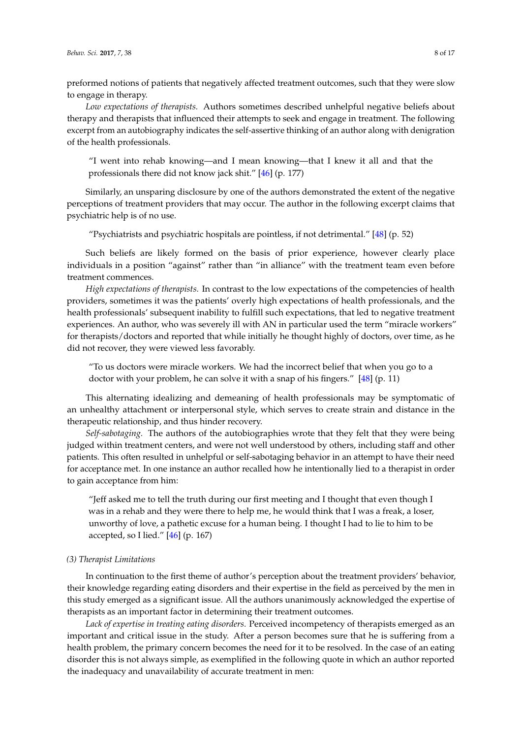preformed notions of patients that negatively affected treatment outcomes, such that they were slow to engage in therapy.

*Low expectations of therapists.* Authors sometimes described unhelpful negative beliefs about therapy and therapists that influenced their attempts to seek and engage in treatment. The following excerpt from an autobiography indicates the self-assertive thinking of an author along with denigration of the health professionals.

> "I went into rehab knowing—and I mean knowing—that I knew it all and that the professionals there did not know jack shit." [46] (p. 177)

Similarly, an unsparing disclosure by one of the authors demonstrated the extent of the negative perceptions of treatment providers that may occur. The author in the following excerpt claims that psychiatric help is of no use.

> "Psychiatrists and psychiatric hospitals are pointless, if not detrimental." [48] (p. 52)

Such beliefs are likely formed on the basis of prior experience, however clearly place individuals in a position "against" rather than "in alliance" with the treatment team even before treatment commences.

*High expectations of therapists.* In contrast to the low expectations of the competencies of health providers, sometimes it was the patients' overly high expectations of health professionals, and the health professionals' subsequent inability to fulfill such expectations, that led to negative treatment experiences. An author, who was severely ill with AN in particular used the term "miracle workers" for therapists/doctors and reported that while initially he thought highly of doctors, over time, as he did not recover, they were viewed less favorably.

> "To us doctors were miracle workers. We had the incorrect belief that when you go to a doctor with your problem, he can solve it with a snap of his fingers." [48] (p. 11)

This alternating idealizing and demeaning of health professionals may be symptomatic of an unhealthy attachment or interpersonal style, which serves to create strain and distance in the therapeutic relationship, and thus hinder recovery.

*Self-sabotaging.* The authors of the autobiographies wrote that they felt that they were being judged within treatment centers, and were not well understood by others, including staff and other patients. This often resulted in unhelpful or self-sabotaging behavior in an attempt to have their need for acceptance met. In one instance an author recalled how he intentionally lied to a therapist in order to gain acceptance from him:

> "Jeff asked me to tell the truth during our first meeting and I thought that even though I was in a rehab and they were there to help me, he would think that I was a freak, a loser, unworthy of love, a pathetic excuse for a human being. I thought I had to lie to him to be accepted, so I lied." [46] (p. 167)

#### *(3) Therapist Limitations*

In continuation to the first theme of author's perception about the treatment providers' behavior, their knowledge regarding eating disorders and their expertise in the field as perceived by the men in this study emerged as a significant issue. All the authors unanimously acknowledged the expertise of therapists as an important factor in determining their treatment outcomes.

*Lack of expertise in treating eating disorders.* Perceived incompetency of therapists emerged as an important and critical issue in the study. After a person becomes sure that he is suffering from a health problem, the primary concern becomes the need for it to be resolved. In the case of an eating disorder this is not always simple, as exemplified in the following quote in which an author reported the inadequacy and unavailability of accurate treatment in men: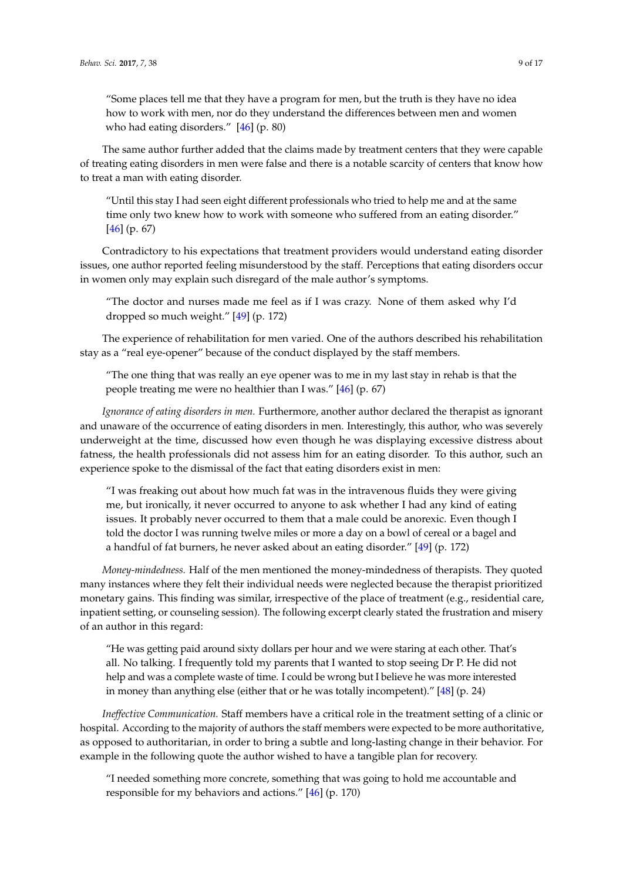> "Some places tell me that they have a program for men, but the truth is they have no idea how to work with men, nor do they understand the differences between men and women who had eating disorders." [46] (p. 80)

The same author further added that the claims made by treatment centers that they were capable of treating eating disorders in men were false and there is a notable scarcity of centers that know how to treat a man with eating disorder.

> "Until this stay I had seen eight different professionals who tried to help me and at the same time only two knew how to work with someone who suffered from an eating disorder." [46] (p. 67)

Contradictory to his expectations that treatment providers would understand eating disorder issues, one author reported feeling misunderstood by the staff. Perceptions that eating disorders occur in women only may explain such disregard of the male author's symptoms.

> "The doctor and nurses made me feel as if I was crazy. None of them asked why I'd dropped so much weight." [49] (p. 172)

The experience of rehabilitation for men varied. One of the authors described his rehabilitation stay as a "real eye-opener" because of the conduct displayed by the staff members.

> "The one thing that was really an eye opener was to me in my last stay in rehab is that the people treating me were no healthier than I was." [46] (p. 67)

*Ignorance of eating disorders in men.* Furthermore, another author declared the therapist as ignorant and unaware of the occurrence of eating disorders in men. Interestingly, this author, who was severely underweight at the time, discussed how even though he was displaying excessive distress about fatness, the health professionals did not assess him for an eating disorder. To this author, such an experience spoke to the dismissal of the fact that eating disorders exist in men:

> "I was freaking out about how much fat was in the intravenous fluids they were giving me, but ironically, it never occurred to anyone to ask whether I had any kind of eating issues. It probably never occurred to them that a male could be anorexic. Even though I told the doctor I was running twelve miles or more a day on a bowl of cereal or a bagel and a handful of fat burners, he never asked about an eating disorder." [49] (p. 172)

*Money-mindedness.* Half of the men mentioned the money-mindedness of therapists. They quoted many instances where they felt their individual needs were neglected because the therapist prioritized monetary gains. This finding was similar, irrespective of the place of treatment (e.g., residential care, inpatient setting, or counseling session). The following excerpt clearly stated the frustration and misery of an author in this regard:

> "He was getting paid around sixty dollars per hour and we were staring at each other. That's all. No talking. I frequently told my parents that I wanted to stop seeing Dr P. He did not help and was a complete waste of time. I could be wrong but I believe he was more interested in money than anything else (either that or he was totally incompetent)." [48] (p. 24)

*Ineffective Communication.* Staff members have a critical role in the treatment setting of a clinic or hospital. According to the majority of authors the staff members were expected to be more authoritative, as opposed to authoritarian, in order to bring a subtle and long-lasting change in their behavior. For example in the following quote the author wished to have a tangible plan for recovery.

> "I needed something more concrete, something that was going to hold me accountable and responsible for my behaviors and actions." [46] (p. 170)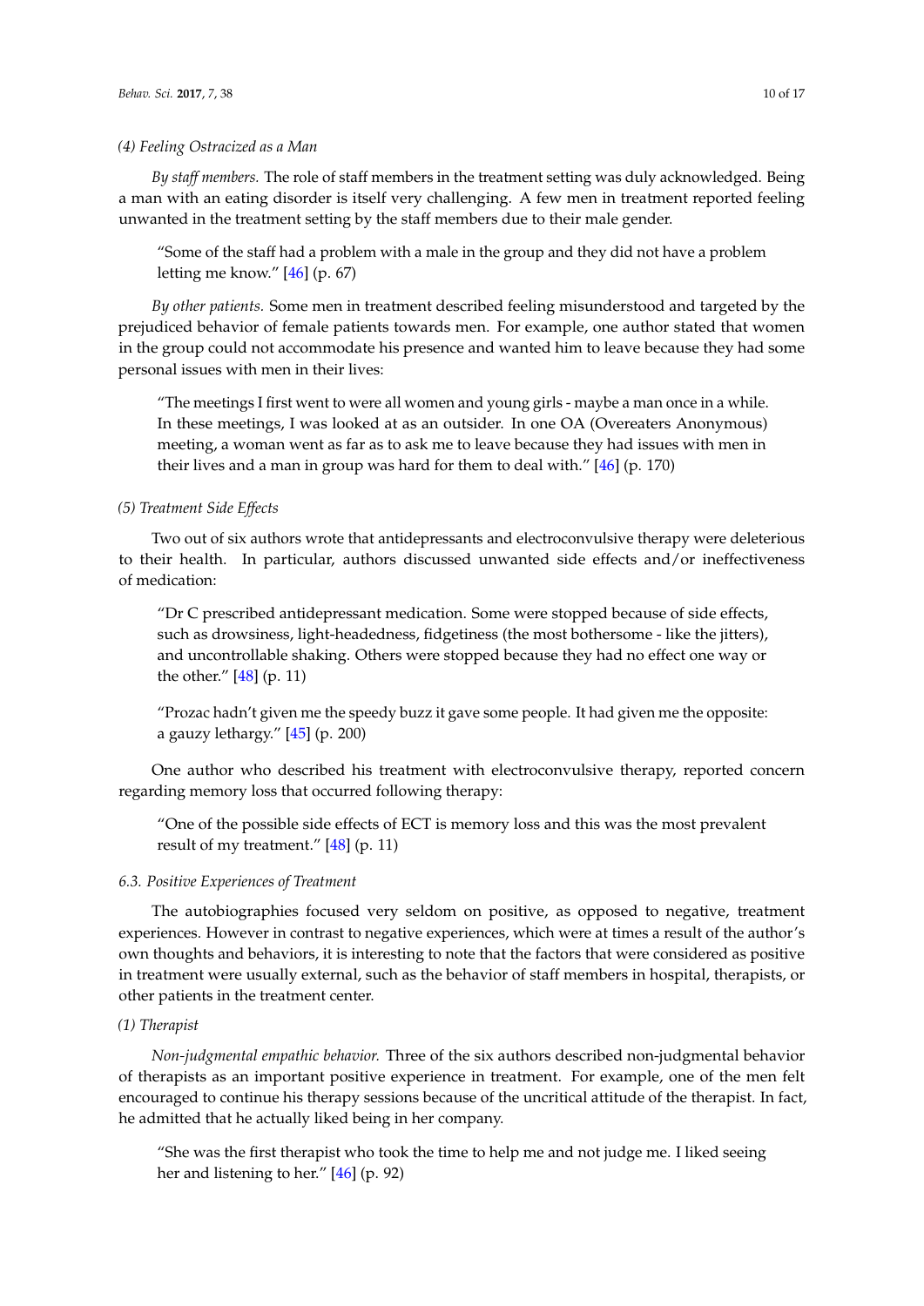*(4) Feeling Ostracized as a Man*

*By staff members.* The role of staff members in the treatment setting was duly acknowledged. Being a man with an eating disorder is itself very challenging. A few men in treatment reported feeling unwanted in the treatment setting by the staff members due to their male gender.

> "Some of the staff had a problem with a male in the group and they did not have a problem letting me know." [46] (p. 67)

*By other patients.* Some men in treatment described feeling misunderstood and targeted by the prejudiced behavior of female patients towards men. For example, one author stated that women in the group could not accommodate his presence and wanted him to leave because they had some personal issues with men in their lives:

> "The meetings I first went to were all women and young girls - maybe a man once in a while. In these meetings, I was looked at as an outsider. In one OA (Overeaters Anonymous) meeting, a woman went as far as to ask me to leave because they had issues with men in their lives and a man in group was hard for them to deal with." [46] (p. 170)

*(5) Treatment Side Effects*

Two out of six authors wrote that antidepressants and electroconvulsive therapy were deleterious to their health. In particular, authors discussed unwanted side effects and/or ineffectiveness of medication:

> "Dr C prescribed antidepressant medication. Some were stopped because of side effects, such as drowsiness, light-headedness, fidgetiness (the most bothersome - like the jitters), and uncontrollable shaking. Others were stopped because they had no effect one way or the other." [48] (p. 11)

> "Prozac hadn't given me the speedy buzz it gave some people. It had given me the opposite: a gauzy lethargy." [45] (p. 200)

One author who described his treatment with electroconvulsive therapy, reported concern regarding memory loss that occurred following therapy:

> "One of the possible side effects of ECT is memory loss and this was the most prevalent result of my treatment." [48] (p. 11)

### *6.3. Positive Experiences of Treatment*

The autobiographies focused very seldom on positive, as opposed to negative, treatment experiences. However in contrast to negative experiences, which were at times a result of the author's own thoughts and behaviors, it is interesting to note that the factors that were considered as positive in treatment were usually external, such as the behavior of staff members in hospital, therapists, or other patients in the treatment center.

*(1) Therapist*

*Non-judgmental empathic behavior.* Three of the six authors described non-judgmental behavior of therapists as an important positive experience in treatment. For example, one of the men felt encouraged to continue his therapy sessions because of the uncritical attitude of the therapist. In fact, he admitted that he actually liked being in her company.

> "She was the first therapist who took the time to help me and not judge me. I liked seeing her and listening to her." [46] (p. 92)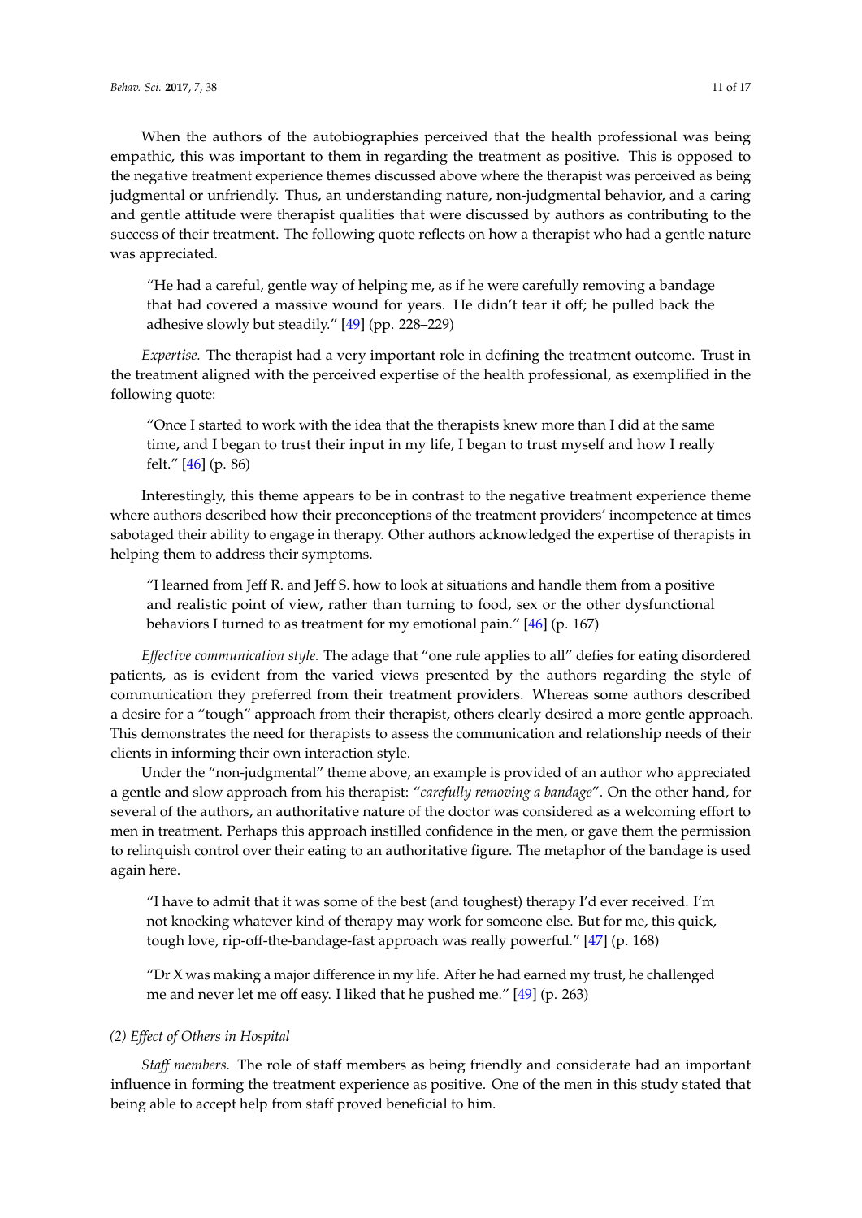When the authors of the autobiographies perceived that the health professional was being empathic, this was important to them in regarding the treatment as positive. This is opposed to the negative treatment experience themes discussed above where the therapist was perceived as being judgmental or unfriendly. Thus, an understanding nature, non-judgmental behavior, and a caring and gentle attitude were therapist qualities that were discussed by authors as contributing to the success of their treatment. The following quote reflects on how a therapist who had a gentle nature was appreciated.

> "He had a careful, gentle way of helping me, as if he were carefully removing a bandage that had covered a massive wound for years. He didn't tear it off; he pulled back the adhesive slowly but steadily." [49] (pp. 228–229)

*Expertise.* The therapist had a very important role in defining the treatment outcome. Trust in the treatment aligned with the perceived expertise of the health professional, as exemplified in the following quote:

> "Once I started to work with the idea that the therapists knew more than I did at the same time, and I began to trust their input in my life, I began to trust myself and how I really felt." [46] (p. 86)

Interestingly, this theme appears to be in contrast to the negative treatment experience theme where authors described how their preconceptions of the treatment providers' incompetence at times sabotaged their ability to engage in therapy. Other authors acknowledged the expertise of therapists in helping them to address their symptoms.

> "I learned from Jeff R. and Jeff S. how to look at situations and handle them from a positive and realistic point of view, rather than turning to food, sex or the other dysfunctional behaviors I turned to as treatment for my emotional pain." [46] (p. 167)

*Effective communication style.* The adage that "one rule applies to all" defies for eating disordered patients, as is evident from the varied views presented by the authors regarding the style of communication they preferred from their treatment providers. Whereas some authors described a desire for a "tough" approach from their therapist, others clearly desired a more gentle approach. This demonstrates the need for therapists to assess the communication and relationship needs of their clients in informing their own interaction style.

Under the "non-judgmental" theme above, an example is provided of an author who appreciated a gentle and slow approach from his therapist: "*carefully removing a bandage*". On the other hand, for several of the authors, an authoritative nature of the doctor was considered as a welcoming effort to men in treatment. Perhaps this approach instilled confidence in the men, or gave them the permission to relinquish control over their eating to an authoritative figure. The metaphor of the bandage is used again here.

> "I have to admit that it was some of the best (and toughest) therapy I'd ever received. I'm not knocking whatever kind of therapy may work for someone else. But for me, this quick, tough love, rip-off-the-bandage-fast approach was really powerful." [47] (p. 168)

> "Dr X was making a major difference in my life. After he had earned my trust, he challenged me and never let me off easy. I liked that he pushed me." [49] (p. 263)

*(2) Effect of Others in Hospital*

*Staff members.* The role of staff members as being friendly and considerate had an important influence in forming the treatment experience as positive. One of the men in this study stated that being able to accept help from staff proved beneficial to him.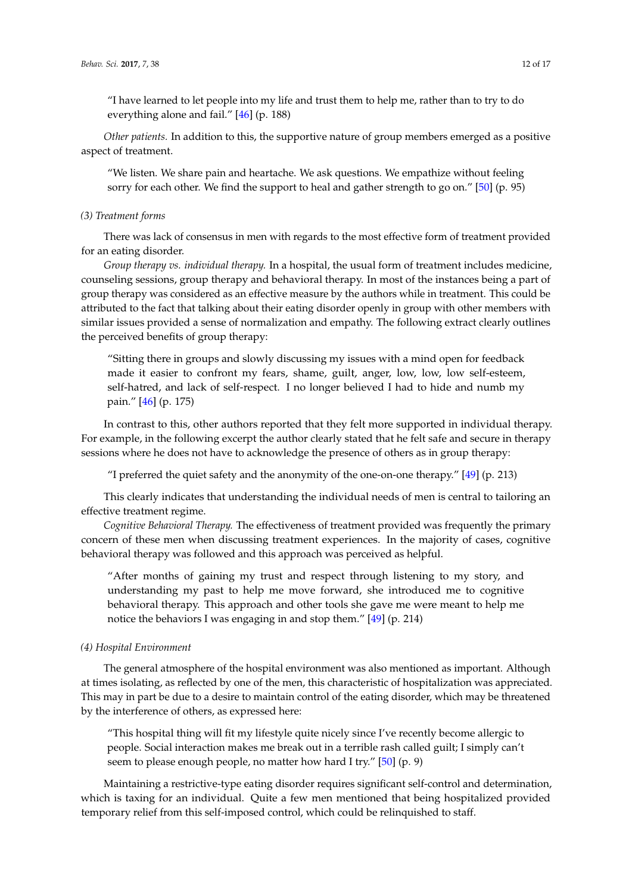"I have learned to let people into my life and trust them to help me, rather than to try to do everything alone and fail." [46] (p. 188)

*Other patients.* In addition to this, the supportive nature of group members emerged as a positive aspect of treatment.

> "We listen. We share pain and heartache. We ask questions. We empathize without feeling sorry for each other. We find the support to heal and gather strength to go on." [50] (p. 95)

*(3) Treatment forms*

There was lack of consensus in men with regards to the most effective form of treatment provided for an eating disorder.

*Group therapy vs. individual therapy.* In a hospital, the usual form of treatment includes medicine, counseling sessions, group therapy and behavioral therapy. In most of the instances being a part of group therapy was considered as an effective measure by the authors while in treatment. This could be attributed to the fact that talking about their eating disorder openly in group with other members with similar issues provided a sense of normalization and empathy. The following extract clearly outlines the perceived benefits of group therapy:

> "Sitting there in groups and slowly discussing my issues with a mind open for feedback made it easier to confront my fears, shame, guilt, anger, low, low, low self-esteem, self-hatred, and lack of self-respect. I no longer believed I had to hide and numb my pain." [46] (p. 175)

In contrast to this, other authors reported that they felt more supported in individual therapy. For example, in the following excerpt the author clearly stated that he felt safe and secure in therapy sessions where he does not have to acknowledge the presence of others as in group therapy:

> "I preferred the quiet safety and the anonymity of the one-on-one therapy." [49] (p. 213)

This clearly indicates that understanding the individual needs of men is central to tailoring an effective treatment regime.

*Cognitive Behavioral Therapy.* The effectiveness of treatment provided was frequently the primary concern of these men when discussing treatment experiences. In the majority of cases, cognitive behavioral therapy was followed and this approach was perceived as helpful.

> "After months of gaining my trust and respect through listening to my story, and understanding my past to help me move forward, she introduced me to cognitive behavioral therapy. This approach and other tools she gave me were meant to help me notice the behaviors I was engaging in and stop them." [49] (p. 214)

*(4) Hospital Environment*

The general atmosphere of the hospital environment was also mentioned as important. Although at times isolating, as reflected by one of the men, this characteristic of hospitalization was appreciated. This may in part be due to a desire to maintain control of the eating disorder, which may be threatened by the interference of others, as expressed here:

> "This hospital thing will fit my lifestyle quite nicely since I've recently become allergic to people. Social interaction makes me break out in a terrible rash called guilt; I simply can't seem to please enough people, no matter how hard I try." [50] (p. 9)

Maintaining a restrictive-type eating disorder requires significant self-control and determination, which is taxing for an individual. Quite a few men mentioned that being hospitalized provided temporary relief from this self-imposed control, which could be relinquished to staff.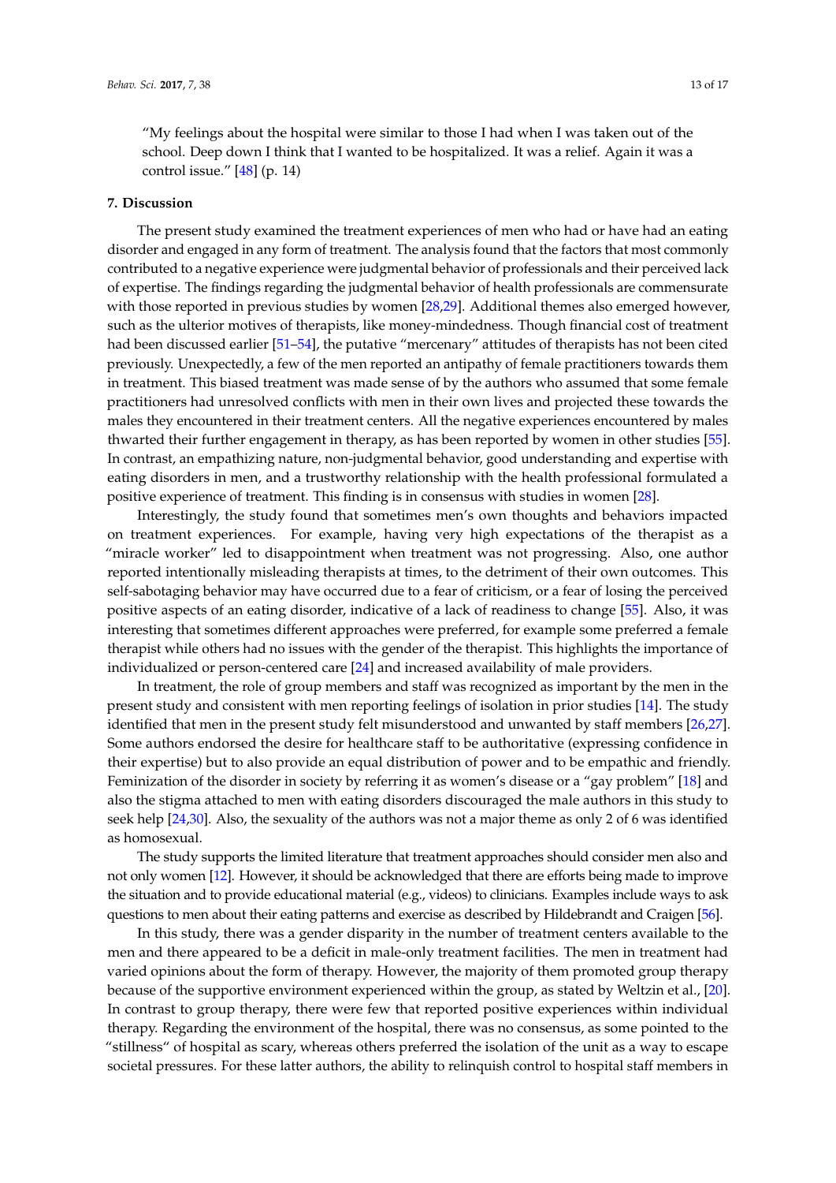"My feelings about the hospital were similar to those I had when I was taken out of the school. Deep down I think that I wanted to be hospitalized. It was a relief. Again it was a control issue." [48] (p. 14)

## 7. Discussion

The present study examined the treatment experiences of men who had or have had an eating disorder and engaged in any form of treatment. The analysis found that the factors that most commonly contributed to a negative experience were judgmental behavior of professionals and their perceived lack of expertise. The findings regarding the judgmental behavior of health professionals are commensurate with those reported in previous studies by women [28,29]. Additional themes also emerged however, such as the ulterior motives of therapists, like money-mindedness. Though financial cost of treatment had been discussed earlier [51–54], the putative "mercenary" attitudes of therapists has not been cited previously. Unexpectedly, a few of the men reported an antipathy of female practitioners towards them in treatment. This biased treatment was made sense of by the authors who assumed that some female practitioners had unresolved conflicts with men in their own lives and projected these towards the males they encountered in their treatment centers. All the negative experiences encountered by males thwarted their further engagement in therapy, as has been reported by women in other studies [55]. In contrast, an empathizing nature, non-judgmental behavior, good understanding and expertise with eating disorders in men, and a trustworthy relationship with the health professional formulated a positive experience of treatment. This finding is in consensus with studies in women [28].

Interestingly, the study found that sometimes men's own thoughts and behaviors impacted on treatment experiences. For example, having very high expectations of the therapist as a "miracle worker" led to disappointment when treatment was not progressing. Also, one author reported intentionally misleading therapists at times, to the detriment of their own outcomes. This self-sabotaging behavior may have occurred due to a fear of criticism, or a fear of losing the perceived positive aspects of an eating disorder, indicative of a lack of readiness to change [55]. Also, it was interesting that sometimes different approaches were preferred, for example some preferred a female therapist while others had no issues with the gender of the therapist. This highlights the importance of individualized or person-centered care [24] and increased availability of male providers.

In treatment, the role of group members and staff was recognized as important by the men in the present study and consistent with men reporting feelings of isolation in prior studies [14]. The study identified that men in the present study felt misunderstood and unwanted by staff members [26,27]. Some authors endorsed the desire for healthcare staff to be authoritative (expressing confidence in their expertise) but to also provide an equal distribution of power and to be empathic and friendly. Feminization of the disorder in society by referring it as women's disease or a "gay problem" [18] and also the stigma attached to men with eating disorders discouraged the male authors in this study to seek help [24,30]. Also, the sexuality of the authors was not a major theme as only 2 of 6 was identified as homosexual.

The study supports the limited literature that treatment approaches should consider men also and not only women [12]. However, it should be acknowledged that there are efforts being made to improve the situation and to provide educational material (e.g., videos) to clinicians. Examples include ways to ask questions to men about their eating patterns and exercise as described by Hildebrandt and Craigen [56].

In this study, there was a gender disparity in the number of treatment centers available to the men and there appeared to be a deficit in male-only treatment facilities. The men in treatment had varied opinions about the form of therapy. However, the majority of them promoted group therapy because of the supportive environment experienced within the group, as stated by Weltzin et al., [20]. In contrast to group therapy, there were few that reported positive experiences within individual therapy. Regarding the environment of the hospital, there was no consensus, as some pointed to the "stillness" of hospital as scary, whereas others preferred the isolation of the unit as a way to escape societal pressures. For these latter authors, the ability to relinquish control to hospital staff members in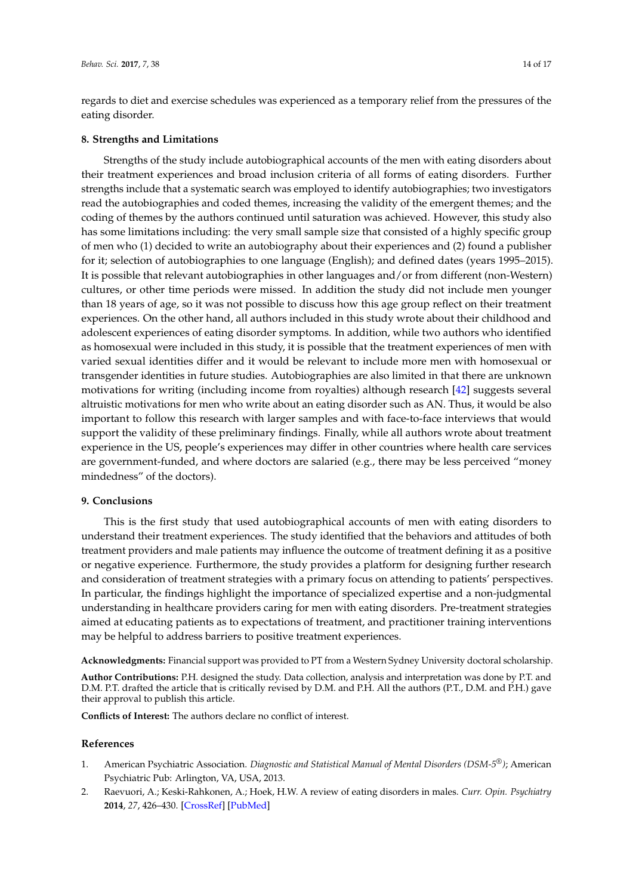regards to diet and exercise schedules was experienced as a temporary relief from the pressures of the eating disorder.

## 8. Strengths and Limitations

Strengths of the study include autobiographical accounts of the men with eating disorders about their treatment experiences and broad inclusion criteria of all forms of eating disorders. Further strengths include that a systematic search was employed to identify autobiographies; two investigators read the autobiographies and coded themes, increasing the validity of the emergent themes; and the coding of themes by the authors continued until saturation was achieved. However, this study also has some limitations including: the very small sample size that consisted of a highly specific group of men who (1) decided to write an autobiography about their experiences and (2) found a publisher for it; selection of autobiographies to one language (English); and defined dates (years 1995–2015). It is possible that relevant autobiographies in other languages and/or from different (non-Western) cultures, or other time periods were missed. In addition the study did not include men younger than 18 years of age, so it was not possible to discuss how this age group reflect on their treatment experiences. On the other hand, all authors included in this study wrote about their childhood and adolescent experiences of eating disorder symptoms. In addition, while two authors who identified as homosexual were included in this study, it is possible that the treatment experiences of men with varied sexual identities differ and it would be relevant to include more men with homosexual or transgender identities in future studies. Autobiographies are also limited in that there are unknown motivations for writing (including income from royalties) although research [42] suggests several altruistic motivations for men who write about an eating disorder such as AN. Thus, it would be also important to follow this research with larger samples and with face-to-face interviews that would support the validity of these preliminary findings. Finally, while all authors wrote about treatment experience in the US, people's experiences may differ in other countries where health care services are government-funded, and where doctors are salaried (e.g., there may be less perceived "money mindedness" of the doctors).

## 9. Conclusions

This is the first study that used autobiographical accounts of men with eating disorders to understand their treatment experiences. The study identified that the behaviors and attitudes of both treatment providers and male patients may influence the outcome of treatment defining it as a positive or negative experience. Furthermore, the study provides a platform for designing further research and consideration of treatment strategies with a primary focus on attending to patients' perspectives. In particular, the findings highlight the importance of specialized expertise and a non-judgmental understanding in healthcare providers caring for men with eating disorders. Pre-treatment strategies aimed at educating patients as to expectations of treatment, and practitioner training interventions may be helpful to address barriers to positive treatment experiences.

**Acknowledgments:** Financial support was provided to PT from a Western Sydney University doctoral scholarship.

**Author Contributions:** P.H. designed the study. Data collection, analysis and interpretation was done by P.T. and D.M. P.T. drafted the article that is critically revised by D.M. and P.H. All the authors (P.T., D.M. and P.H.) gave their approval to publish this article.

**Conflicts of Interest:** The authors declare no conflict of interest.

## References

1. American Psychiatric Association. *Diagnostic and Statistical Manual of Mental Disorders (DSM-5®)*; American Psychiatric Pub: Arlington, VA, USA, 2013.
2. Raevuori, A.; Keski-Rahkonen, A.; Hoek, H.W. A review of eating disorders in males. *Curr. Opin. Psychiatry* **2014**, *27*, 426–430. [CrossRef] [PubMed]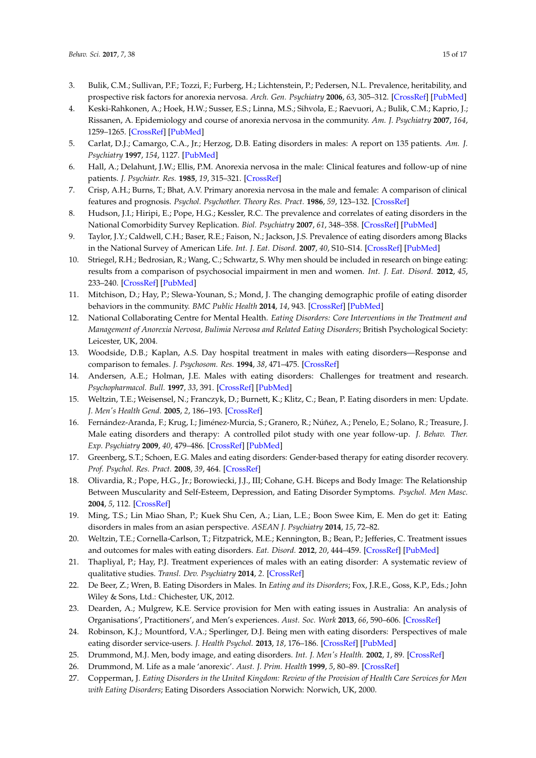3. Bulik, C.M.; Sullivan, P.F.; Tozzi, F.; Furberg, H.; Lichtenstein, P.; Pedersen, N.L. Prevalence, heritability, and prospective risk factors for anorexia nervosa. *Arch. Gen. Psychiatry* **2006**, *63*, 305–312. [CrossRef] [PubMed]
4. Keski-Rahkonen, A.; Hoek, H.W.; Susser, E.S.; Linna, M.S.; Sihvola, E.; Raevuori, A.; Bulik, C.M.; Kaprio, J.; Rissanen, A. Epidemiology and course of anorexia nervosa in the community. *Am. J. Psychiatry* **2007**, *164*, 1259–1265. [CrossRef] [PubMed]
5. Carlat, D.J.; Camargo, C.A., Jr.; Herzog, D.B. Eating disorders in males: A report on 135 patients. *Am. J. Psychiatry* **1997**, *154*, 1127. [PubMed]
6. Hall, A.; Delahunt, J.W.; Ellis, P.M. Anorexia nervosa in the male: Clinical features and follow-up of nine patients. *J. Psychiatr. Res.* **1985**, *19*, 315–321. [CrossRef]
7. Crisp, A.H.; Burns, T.; Bhat, A.V. Primary anorexia nervosa in the male and female: A comparison of clinical features and prognosis. *Psychol. Psychother. Theory Res. Pract.* **1986**, *59*, 123–132. [CrossRef]
8. Hudson, J.I.; Hiripi, E.; Pope, H.G.; Kessler, R.C. The prevalence and correlates of eating disorders in the National Comorbidity Survey Replication. *Biol. Psychiatry* **2007**, *61*, 348–358. [CrossRef] [PubMed]
9. Taylor, J.Y.; Caldwell, C.H.; Baser, R.E.; Faison, N.; Jackson, J.S. Prevalence of eating disorders among Blacks in the National Survey of American Life. *Int. J. Eat. Disord.* **2007**, *40*, S10–S14. [CrossRef] [PubMed]
10. Striegel, R.H.; Bedrosian, R.; Wang, C.; Schwartz, S. Why men should be included in research on binge eating: results from a comparison of psychosocial impairment in men and women. *Int. J. Eat. Disord.* **2012**, *45*, 233–240. [CrossRef] [PubMed]
11. Mitchison, D.; Hay, P.; Slewa-Younan, S.; Mond, J. The changing demographic profile of eating disorder behaviors in the community. *BMC Public Health* **2014**, *14*, 943. [CrossRef] [PubMed]
12. National Collaborating Centre for Mental Health. *Eating Disorders: Core Interventions in the Treatment and Management of Anorexia Nervosa, Bulimia Nervosa and Related Eating Disorders*; British Psychological Society: Leicester, UK, 2004.
13. Woodside, D.B.; Kaplan, A.S. Day hospital treatment in males with eating disorders—Response and comparison to females. *J. Psychosom. Res.* **1994**, *38*, 471–475. [CrossRef]
14. Andersen, A.E.; Holman, J.E. Males with eating disorders: Challenges for treatment and research. *Psychopharmacol. Bull.* **1997**, *33*, 391. [CrossRef] [PubMed]
15. Weltzin, T.E.; Weisensel, N.; Franczyk, D.; Burnett, K.; Klitz, C.; Bean, P. Eating disorders in men: Update. *J. Men's Health Gend.* **2005**, *2*, 186–193. [CrossRef]
16. Fernández-Aranda, F.; Krug, I.; Jiménez-Murcia, S.; Granero, R.; Núñez, A.; Penelo, E.; Solano, R.; Treasure, J. Male eating disorders and therapy: A controlled pilot study with one year follow-up. *J. Behav. Ther. Exp. Psychiatry* **2009**, *40*, 479–486. [CrossRef] [PubMed]
17. Greenberg, S.T.; Schoen, E.G. Males and eating disorders: Gender-based therapy for eating disorder recovery. *Prof. Psychol. Res. Pract.* **2008**, *39*, 464. [CrossRef]
18. Olivardia, R.; Pope, H.G., Jr.; Borowiecki, J.J., III; Cohane, G.H. Biceps and Body Image: The Relationship Between Muscularity and Self-Esteem, Depression, and Eating Disorder Symptoms. *Psychol. Men Masc.* **2004**, *5*, 112. [CrossRef]
19. Ming, T.S.; Lin Miao Shan, P.; Kuek Shu Cen, A.; Lian, L.E.; Boon Swee Kim, E. Men do get it: Eating disorders in males from an asian perspective. *ASEAN J. Psychiatry* **2014**, *15*, 72–82.
20. Weltzin, T.E.; Cornella-Carlson, T.; Fitzpatrick, M.E.; Kennington, B.; Bean, P.; Jefferies, C. Treatment issues and outcomes for males with eating disorders. *Eat. Disord.* **2012**, *20*, 444–459. [CrossRef] [PubMed]
21. Thapliyal, P.; Hay, P.J. Treatment experiences of males with an eating disorder: A systematic review of qualitative studies. *Transl. Dev. Psychiatry* **2014**, *2*. [CrossRef]
22. De Beer, Z.; Wren, B. Eating Disorders in Males. In *Eating and its Disorders*; Fox, J.R.E., Goss, K.P., Eds.; John Wiley & Sons, Ltd.: Chichester, UK, 2012.
23. Dearden, A.; Mulgrew, K.E. Service provision for Men with eating issues in Australia: An analysis of Organisations', Practitioners', and Men's experiences. *Aust. Soc. Work* **2013**, *66*, 590–606. [CrossRef]
24. Robinson, K.J.; Mountford, V.A.; Sperlinger, D.J. Being men with eating disorders: Perspectives of male eating disorder service-users. *J. Health Psychol.* **2013**, *18*, 176–186. [CrossRef] [PubMed]
25. Drummond, M.J. Men, body image, and eating disorders. *Int. J. Men's Health.* **2002**, *1*, 89. [CrossRef]
26. Drummond, M. Life as a male 'anorexic'. *Aust. J. Prim. Health* **1999**, *5*, 80–89. [CrossRef]
27. Copperman, J. *Eating Disorders in the United Kingdom: Review of the Provision of Health Care Services for Men with Eating Disorders*; Eating Disorders Association Norwich: Norwich, UK, 2000.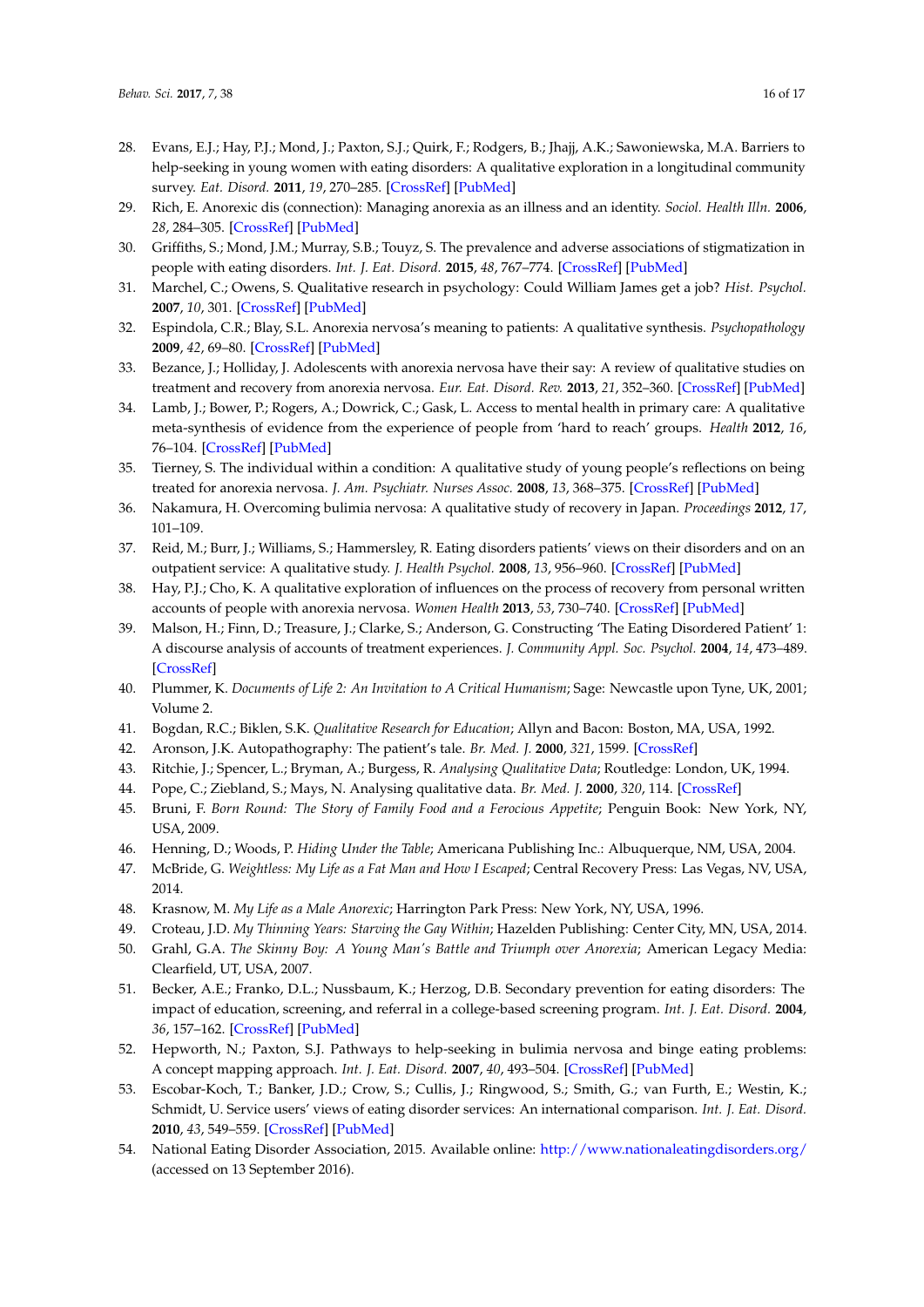28. Evans, E.J.; Hay, P.J.; Mond, J.; Paxton, S.J.; Quirk, F.; Rodgers, B.; Jhajj, A.K.; Sawoniewska, M.A. Barriers to help-seeking in young women with eating disorders: A qualitative exploration in a longitudinal community survey. *Eat. Disord.* **2011**, *19*, 270–285. [CrossRef] [PubMed]
29. Rich, E. Anorexic dis (connection): Managing anorexia as an illness and an identity. *Sociol. Health Illn.* **2006**, *28*, 284–305. [CrossRef] [PubMed]
30. Griffiths, S.; Mond, J.M.; Murray, S.B.; Touyz, S. The prevalence and adverse associations of stigmatization in people with eating disorders. *Int. J. Eat. Disord.* **2015**, *48*, 767–774. [CrossRef] [PubMed]
31. Marchel, C.; Owens, S. Qualitative research in psychology: Could William James get a job? *Hist. Psychol.* **2007**, *10*, 301. [CrossRef] [PubMed]
32. Espindola, C.R.; Blay, S.L. Anorexia nervosa's meaning to patients: A qualitative synthesis. *Psychopathology* **2009**, *42*, 69–80. [CrossRef] [PubMed]
33. Bezance, J.; Holliday, J. Adolescents with anorexia nervosa have their say: A review of qualitative studies on treatment and recovery from anorexia nervosa. *Eur. Eat. Disord. Rev.* **2013**, *21*, 352–360. [CrossRef] [PubMed]
34. Lamb, J.; Bower, P.; Rogers, A.; Dowrick, C.; Gask, L. Access to mental health in primary care: A qualitative meta-synthesis of evidence from the experience of people from 'hard to reach' groups. *Health* **2012**, *16*, 76–104. [CrossRef] [PubMed]
35. Tierney, S. The individual within a condition: A qualitative study of young people's reflections on being treated for anorexia nervosa. *J. Am. Psychiatr. Nurses Assoc.* **2008**, *13*, 368–375. [CrossRef] [PubMed]
36. Nakamura, H. Overcoming bulimia nervosa: A qualitative study of recovery in Japan. *Proceedings* **2012**, *17*, 101–109.
37. Reid, M.; Burr, J.; Williams, S.; Hammersley, R. Eating disorders patients' views on their disorders and on an outpatient service: A qualitative study. *J. Health Psychol.* **2008**, *13*, 956–960. [CrossRef] [PubMed]
38. Hay, P.J.; Cho, K. A qualitative exploration of influences on the process of recovery from personal written accounts of people with anorexia nervosa. *Women Health* **2013**, *53*, 730–740. [CrossRef] [PubMed]
39. Malson, H.; Finn, D.; Treasure, J.; Clarke, S.; Anderson, G. Constructing 'The Eating Disordered Patient' 1: A discourse analysis of accounts of treatment experiences. *J. Community Appl. Soc. Psychol.* **2004**, *14*, 473–489. [CrossRef]
40. Plummer, K. *Documents of Life 2: An Invitation to A Critical Humanism*; Sage: Newcastle upon Tyne, UK, 2001; Volume 2.
41. Bogdan, R.C.; Biklen, S.K. *Qualitative Research for Education*; Allyn and Bacon: Boston, MA, USA, 1992.
42. Aronson, J.K. Autopathography: The patient's tale. *Br. Med. J.* **2000**, *321*, 1599. [CrossRef]
43. Ritchie, J.; Spencer, L.; Bryman, A.; Burgess, R. *Analysing Qualitative Data*; Routledge: London, UK, 1994.
44. Pope, C.; Ziebland, S.; Mays, N. Analysing qualitative data. *Br. Med. J.* **2000**, *320*, 114. [CrossRef]
45. Bruni, F. *Born Round: The Story of Family Food and a Ferocious Appetite*; Penguin Book: New York, NY, USA, 2009.
46. Henning, D.; Woods, P. *Hiding Under the Table*; Americana Publishing Inc.: Albuquerque, NM, USA, 2004.
47. McBride, G. *Weightless: My Life as a Fat Man and How I Escaped*; Central Recovery Press: Las Vegas, NV, USA, 2014.
48. Krasnow, M. *My Life as a Male Anorexic*; Harrington Park Press: New York, NY, USA, 1996.
49. Croteau, J.D. *My Thinning Years: Starving the Gay Within*; Hazelden Publishing: Center City, MN, USA, 2014.
50. Grahl, G.A. *The Skinny Boy: A Young Man's Battle and Triumph over Anorexia*; American Legacy Media: Clearfield, UT, USA, 2007.
51. Becker, A.E.; Franko, D.L.; Nussbaum, K.; Herzog, D.B. Secondary prevention for eating disorders: The impact of education, screening, and referral in a college-based screening program. *Int. J. Eat. Disord.* **2004**, *36*, 157–162. [CrossRef] [PubMed]
52. Hepworth, N.; Paxton, S.J. Pathways to help-seeking in bulimia nervosa and binge eating problems: A concept mapping approach. *Int. J. Eat. Disord.* **2007**, *40*, 493–504. [CrossRef] [PubMed]
53. Escobar-Koch, T.; Banker, J.D.; Crow, S.; Cullis, J.; Ringwood, S.; Smith, G.; van Furth, E.; Westin, K.; Schmidt, U. Service users' views of eating disorder services: An international comparison. *Int. J. Eat. Disord.* **2010**, *43*, 549–559. [CrossRef] [PubMed]
54. National Eating Disorder Association, 2015. Available online: http://www.nationaleatingdisorders.org/ (accessed on 13 September 2016).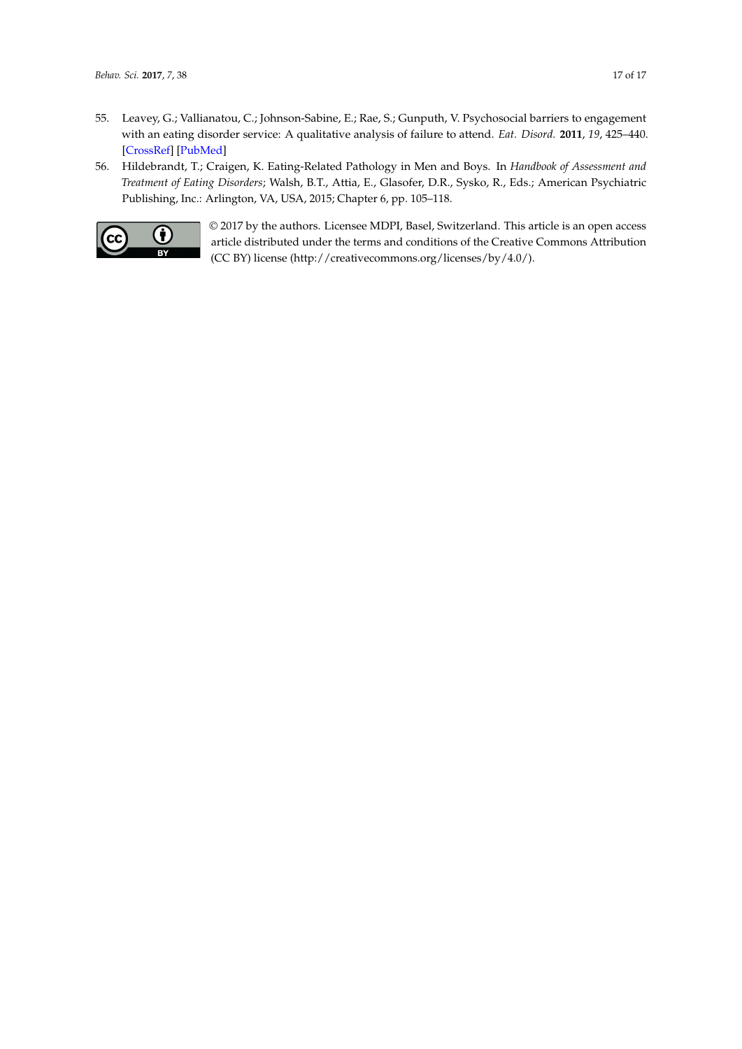55. Leavey, G.; Vallianatou, C.; Johnson-Sabine, E.; Rae, S.; Gunputh, V. Psychosocial barriers to engagement with an eating disorder service: A qualitative analysis of failure to attend. *Eat. Disord.* **2011**, *19*, 425–440. [CrossRef] [PubMed]
56. Hildebrandt, T.; Craigen, K. Eating-Related Pathology in Men and Boys. In *Handbook of Assessment and Treatment of Eating Disorders*; Walsh, B.T., Attia, E., Glasofer, D.R., Sysko, R., Eds.; American Psychiatric Publishing, Inc.: Arlington, VA, USA, 2015; Chapter 6, pp. 105–118.

© 2017 by the authors. Licensee MDPI, Basel, Switzerland. This article is an open access article distributed under the terms and conditions of the Creative Commons Attribution (CC BY) license (http://creativecommons.org/licenses/by/4.0/).